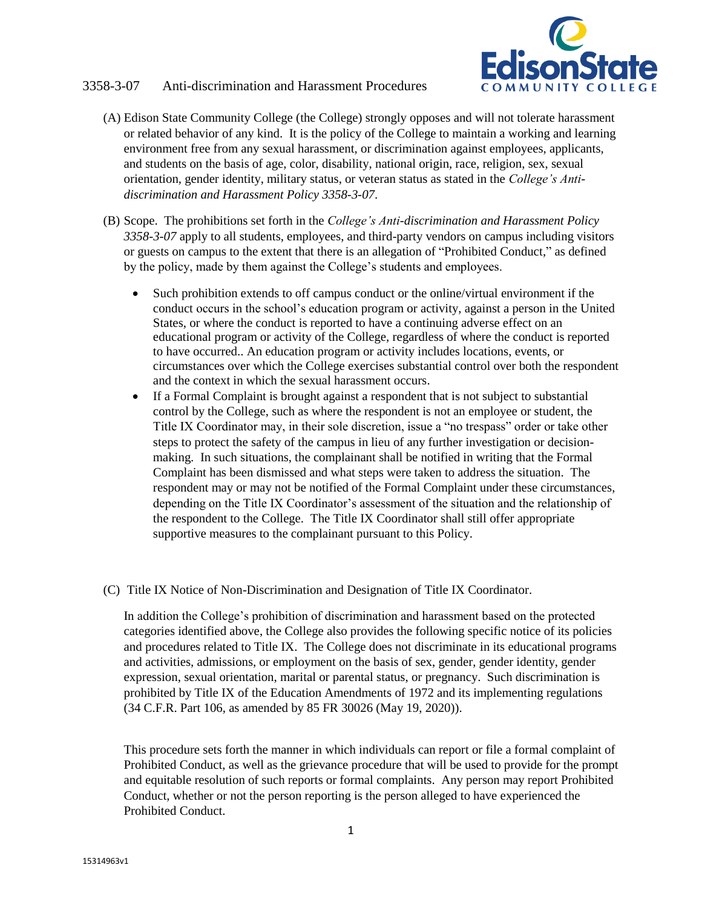# 3358-3-07 Anti-discrimination and Harassment Procedures

(A) Edison State Community College (the College) strongly opposes and will not tolerate harassment or related behavior of any kind. It is the policy of the College to maintain a working and learning environment free from any sexual harassment, or discrimination against employees, applicants, and students on the basis of age, color, disability, national origin, race, religion, sex, sexual orientation, gender identity, military status, or veteran status as stated in the *College's Anti-discrimination and Harassment Policy 3358-3-07*.

(B) Scope. The prohibitions set forth in the *College's Anti-discrimination and Harassment Policy 3358-3-07* apply to all students, employees, and third-party vendors on campus including visitors or guests on campus to the extent that there is an allegation of "Prohibited Conduct," as defined by the policy, made by them against the College's students and employees.

- Such prohibition extends to off campus conduct or the online/virtual environment if the conduct occurs in the school's education program or activity, against a person in the United States, or where the conduct is reported to have a continuing adverse effect on an educational program or activity of the College, regardless of where the conduct is reported to have occurred.. An education program or activity includes locations, events, or circumstances over which the College exercises substantial control over both the respondent and the context in which the sexual harassment occurs.
- If a Formal Complaint is brought against a respondent that is not subject to substantial control by the College, such as where the respondent is not an employee or student, the Title IX Coordinator may, in their sole discretion, issue a "no trespass" order or take other steps to protect the safety of the campus in lieu of any further investigation or decision-making. In such situations, the complainant shall be notified in writing that the Formal Complaint has been dismissed and what steps were taken to address the situation. The respondent may or may not be notified of the Formal Complaint under these circumstances, depending on the Title IX Coordinator's assessment of the situation and the relationship of the respondent to the College. The Title IX Coordinator shall still offer appropriate supportive measures to the complainant pursuant to this Policy.

(C) Title IX Notice of Non-Discrimination and Designation of Title IX Coordinator.

In addition the College's prohibition of discrimination and harassment based on the protected categories identified above, the College also provides the following specific notice of its policies and procedures related to Title IX. The College does not discriminate in its educational programs and activities, admissions, or employment on the basis of sex, gender, gender identity, gender expression, sexual orientation, marital or parental status, or pregnancy. Such discrimination is prohibited by Title IX of the Education Amendments of 1972 and its implementing regulations (34 C.F.R. Part 106, as amended by 85 FR 30026 (May 19, 2020)).

This procedure sets forth the manner in which individuals can report or file a formal complaint of Prohibited Conduct, as well as the grievance procedure that will be used to provide for the prompt and equitable resolution of such reports or formal complaints. Any person may report Prohibited Conduct, whether or not the person reporting is the person alleged to have experienced the Prohibited Conduct.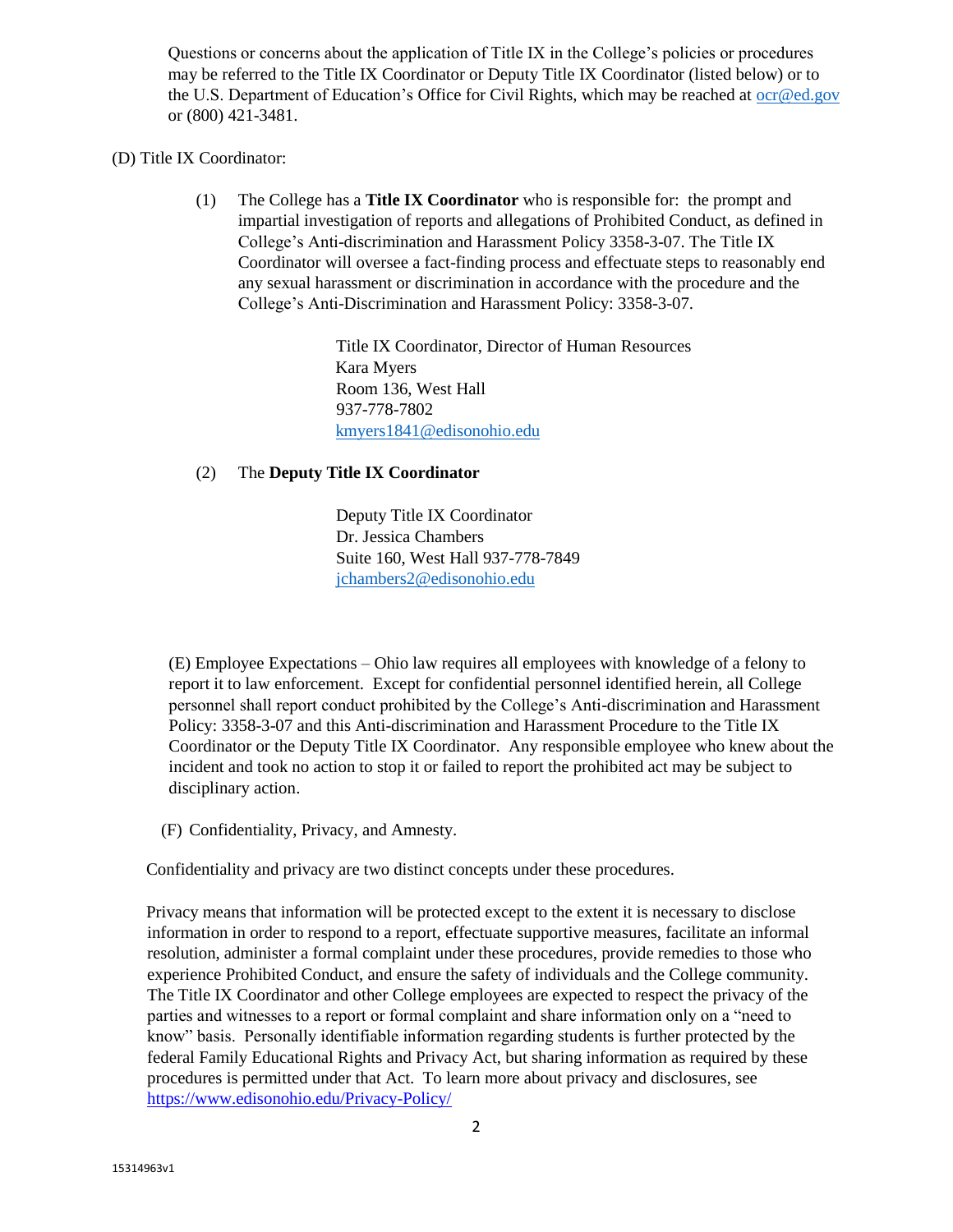Questions or concerns about the application of Title IX in the College's policies or procedures may be referred to the Title IX Coordinator or Deputy Title IX Coordinator (listed below) or to the U.S. Department of Education's Office for Civil Rights, which may be reached at ocr@ed.gov or (800) 421-3481.

(D) Title IX Coordinator:

(1) The College has a **Title IX Coordinator** who is responsible for: the prompt and impartial investigation of reports and allegations of Prohibited Conduct, as defined in College's Anti-discrimination and Harassment Policy 3358-3-07. The Title IX Coordinator will oversee a fact-finding process and effectuate steps to reasonably end any sexual harassment or discrimination in accordance with the procedure and the College's Anti-Discrimination and Harassment Policy: 3358-3-07.

Title IX Coordinator, Director of Human Resources
Kara Myers
Room 136, West Hall
937-778-7802
kmyers1841@edisonohio.edu

(2) The **Deputy Title IX Coordinator**

Deputy Title IX Coordinator
Dr. Jessica Chambers
Suite 160, West Hall 937-778-7849
jchambers2@edisonohio.edu

(E) Employee Expectations – Ohio law requires all employees with knowledge of a felony to report it to law enforcement. Except for confidential personnel identified herein, all College personnel shall report conduct prohibited by the College's Anti-discrimination and Harassment Policy: 3358-3-07 and this Anti-discrimination and Harassment Procedure to the Title IX Coordinator or the Deputy Title IX Coordinator. Any responsible employee who knew about the incident and took no action to stop it or failed to report the prohibited act may be subject to disciplinary action.

(F) Confidentiality, Privacy, and Amnesty.

Confidentiality and privacy are two distinct concepts under these procedures.

Privacy means that information will be protected except to the extent it is necessary to disclose information in order to respond to a report, effectuate supportive measures, facilitate an informal resolution, administer a formal complaint under these procedures, provide remedies to those who experience Prohibited Conduct, and ensure the safety of individuals and the College community. The Title IX Coordinator and other College employees are expected to respect the privacy of the parties and witnesses to a report or formal complaint and share information only on a "need to know" basis. Personally identifiable information regarding students is further protected by the federal Family Educational Rights and Privacy Act, but sharing information as required by these procedures is permitted under that Act. To learn more about privacy and disclosures, see https://www.edisonohio.edu/Privacy-Policy/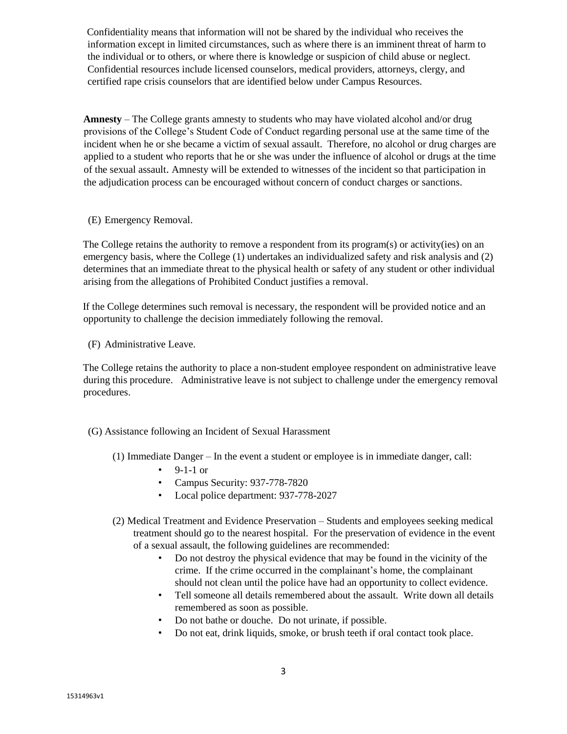Confidentiality means that information will not be shared by the individual who receives the information except in limited circumstances, such as where there is an imminent threat of harm to the individual or to others, or where there is knowledge or suspicion of child abuse or neglect. Confidential resources include licensed counselors, medical providers, attorneys, clergy, and certified rape crisis counselors that are identified below under Campus Resources.

**Amnesty** – The College grants amnesty to students who may have violated alcohol and/or drug provisions of the College's Student Code of Conduct regarding personal use at the same time of the incident when he or she became a victim of sexual assault. Therefore, no alcohol or drug charges are applied to a student who reports that he or she was under the influence of alcohol or drugs at the time of the sexual assault. Amnesty will be extended to witnesses of the incident so that participation in the adjudication process can be encouraged without concern of conduct charges or sanctions.

(E) Emergency Removal.

The College retains the authority to remove a respondent from its program(s) or activity(ies) on an emergency basis, where the College (1) undertakes an individualized safety and risk analysis and (2) determines that an immediate threat to the physical health or safety of any student or other individual arising from the allegations of Prohibited Conduct justifies a removal.

If the College determines such removal is necessary, the respondent will be provided notice and an opportunity to challenge the decision immediately following the removal.

(F) Administrative Leave.

The College retains the authority to place a non-student employee respondent on administrative leave during this procedure. Administrative leave is not subject to challenge under the emergency removal procedures.

(G) Assistance following an Incident of Sexual Harassment

(1) Immediate Danger – In the event a student or employee is in immediate danger, call:

- 9-1-1 or
- Campus Security: 937-778-7820
- Local police department: 937-778-2027

(2) Medical Treatment and Evidence Preservation – Students and employees seeking medical treatment should go to the nearest hospital. For the preservation of evidence in the event of a sexual assault, the following guidelines are recommended:

- Do not destroy the physical evidence that may be found in the vicinity of the crime. If the crime occurred in the complainant's home, the complainant should not clean until the police have had an opportunity to collect evidence.
- Tell someone all details remembered about the assault. Write down all details remembered as soon as possible.
- Do not bathe or douche. Do not urinate, if possible.
- Do not eat, drink liquids, smoke, or brush teeth if oral contact took place.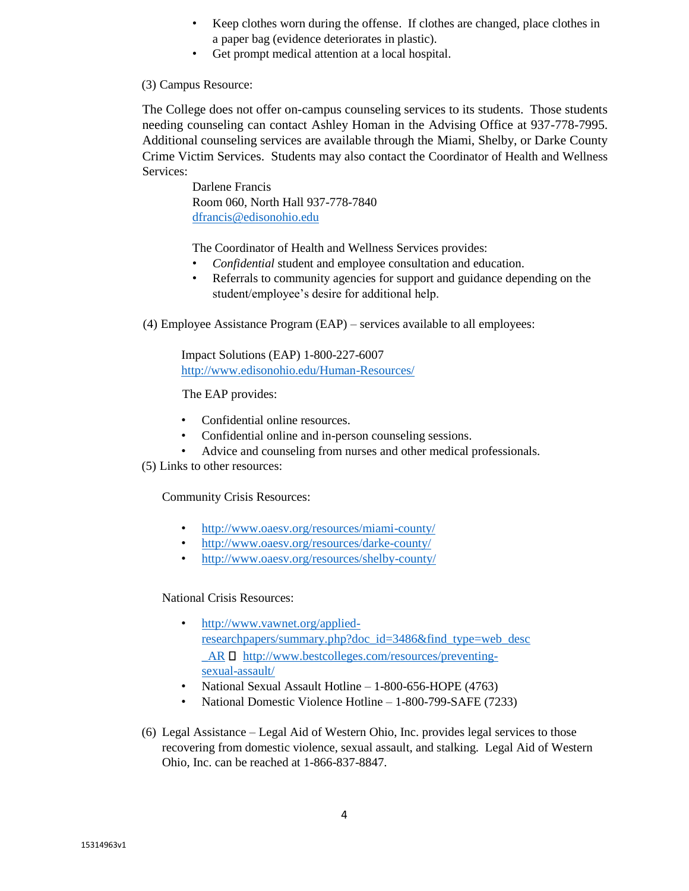- Keep clothes worn during the offense. If clothes are changed, place clothes in a paper bag (evidence deteriorates in plastic).
- Get prompt medical attention at a local hospital.

(3) Campus Resource:

The College does not offer on-campus counseling services to its students. Those students needing counseling can contact Ashley Homan in the Advising Office at 937-778-7995. Additional counseling services are available through the Miami, Shelby, or Darke County Crime Victim Services. Students may also contact the Coordinator of Health and Wellness Services:

Darlene Francis  
Room 060, North Hall 937-778-7840  
dfrancis@edisonohio.edu

The Coordinator of Health and Wellness Services provides:

- *Confidential* student and employee consultation and education.
- Referrals to community agencies for support and guidance depending on the student/employee's desire for additional help.

(4) Employee Assistance Program (EAP) – services available to all employees:

Impact Solutions (EAP) 1-800-227-6007  
http://www.edisonohio.edu/Human-Resources/

The EAP provides:

- Confidential online resources.
- Confidential online and in-person counseling sessions.
- Advice and counseling from nurses and other medical professionals.

(5) Links to other resources:

Community Crisis Resources:

- http://www.oaesv.org/resources/miami-county/
- http://www.oaesv.org/resources/darke-county/
- http://www.oaesv.org/resources/shelby-county/

National Crisis Resources:

- http://www.vawnet.org/applied-researchpapers/summary.php?doc_id=3486&find_type=web_desc_AR  http://www.bestcolleges.com/resources/preventing-sexual-assault/
- National Sexual Assault Hotline – 1-800-656-HOPE (4763)
- National Domestic Violence Hotline – 1-800-799-SAFE (7233)

(6) Legal Assistance – Legal Aid of Western Ohio, Inc. provides legal services to those recovering from domestic violence, sexual assault, and stalking. Legal Aid of Western Ohio, Inc. can be reached at 1-866-837-8847.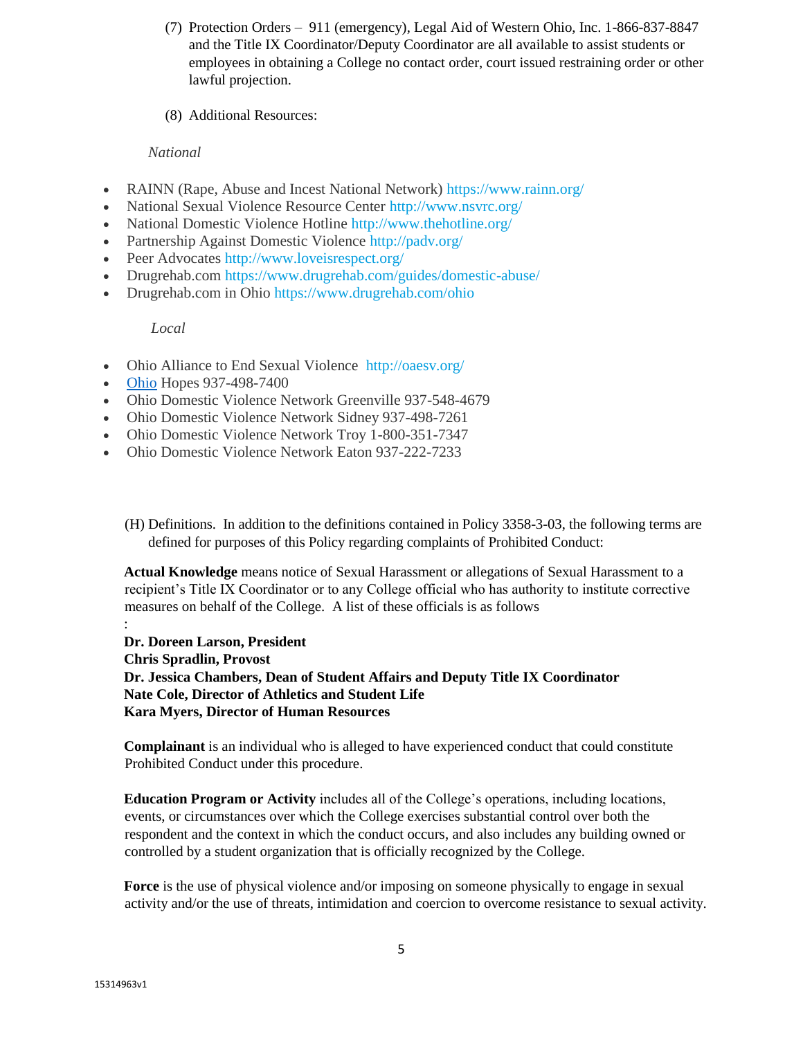(7) Protection Orders – 911 (emergency), Legal Aid of Western Ohio, Inc. 1-866-837-8847 and the Title IX Coordinator/Deputy Coordinator are all available to assist students or employees in obtaining a College no contact order, court issued restraining order or other lawful projection.

(8) Additional Resources:

*National*

- RAINN (Rape, Abuse and Incest National Network) https://www.rainn.org/
- National Sexual Violence Resource Center http://www.nsvrc.org/
- National Domestic Violence Hotline http://www.thehotline.org/
- Partnership Against Domestic Violence http://padv.org/
- Peer Advocates http://www.loveisrespect.org/
- Drugrehab.com https://www.drugrehab.com/guides/domestic-abuse/
- Drugrehab.com in Ohio https://www.drugrehab.com/ohio

*Local*

- Ohio Alliance to End Sexual Violence http://oaesv.org/
- Ohio Hopes 937-498-7400
- Ohio Domestic Violence Network Greenville 937-548-4679
- Ohio Domestic Violence Network Sidney 937-498-7261
- Ohio Domestic Violence Network Troy 1-800-351-7347
- Ohio Domestic Violence Network Eaton 937-222-7233

(H) Definitions. In addition to the definitions contained in Policy 3358-3-03, the following terms are defined for purposes of this Policy regarding complaints of Prohibited Conduct:

**Actual Knowledge** means notice of Sexual Harassment or allegations of Sexual Harassment to a recipient's Title IX Coordinator or to any College official who has authority to institute corrective measures on behalf of the College. A list of these officials is as follows

:

**Dr. Doreen Larson, President**
**Chris Spradlin, Provost**
**Dr. Jessica Chambers, Dean of Student Affairs and Deputy Title IX Coordinator**
**Nate Cole, Director of Athletics and Student Life**
**Kara Myers, Director of Human Resources**

**Complainant** is an individual who is alleged to have experienced conduct that could constitute Prohibited Conduct under this procedure.

**Education Program or Activity** includes all of the College's operations, including locations, events, or circumstances over which the College exercises substantial control over both the respondent and the context in which the conduct occurs, and also includes any building owned or controlled by a student organization that is officially recognized by the College.

**Force** is the use of physical violence and/or imposing on someone physically to engage in sexual activity and/or the use of threats, intimidation and coercion to overcome resistance to sexual activity.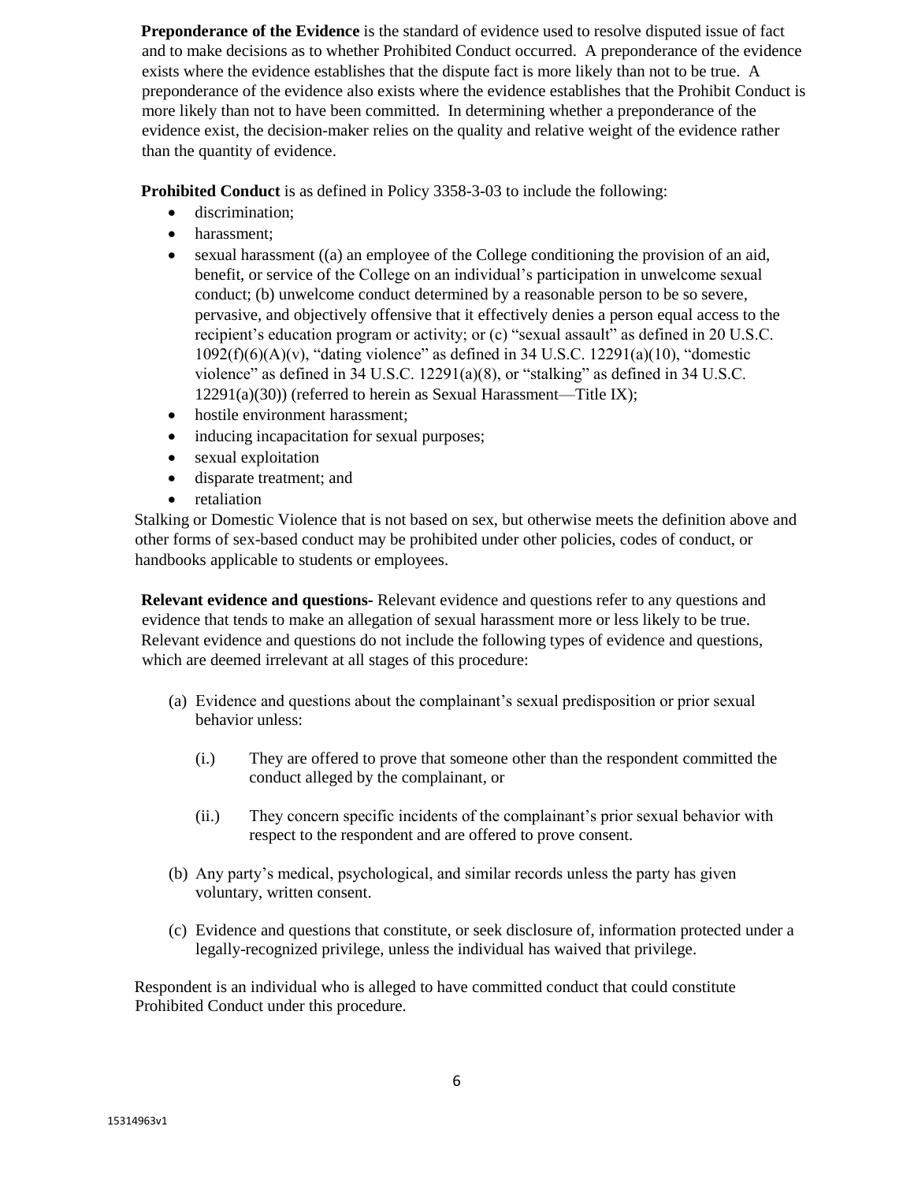**Preponderance of the Evidence** is the standard of evidence used to resolve disputed issue of fact and to make decisions as to whether Prohibited Conduct occurred. A preponderance of the evidence exists where the evidence establishes that the dispute fact is more likely than not to be true. A preponderance of the evidence also exists where the evidence establishes that the Prohibit Conduct is more likely than not to have been committed. In determining whether a preponderance of the evidence exist, the decision-maker relies on the quality and relative weight of the evidence rather than the quantity of evidence.

**Prohibited Conduct** is as defined in Policy 3358-3-03 to include the following:

- discrimination;
- harassment;
- sexual harassment ((a) an employee of the College conditioning the provision of an aid, benefit, or service of the College on an individual's participation in unwelcome sexual conduct; (b) unwelcome conduct determined by a reasonable person to be so severe, pervasive, and objectively offensive that it effectively denies a person equal access to the recipient's education program or activity; or (c) "sexual assault" as defined in 20 U.S.C. 1092(f)(6)(A)(v), "dating violence" as defined in 34 U.S.C. 12291(a)(10), "domestic violence" as defined in 34 U.S.C. 12291(a)(8), or "stalking" as defined in 34 U.S.C. 12291(a)(30)) (referred to herein as Sexual Harassment—Title IX);
- hostile environment harassment;
- inducing incapacitation for sexual purposes;
- sexual exploitation
- disparate treatment; and
- retaliation

Stalking or Domestic Violence that is not based on sex, but otherwise meets the definition above and other forms of sex-based conduct may be prohibited under other policies, codes of conduct, or handbooks applicable to students or employees.

**Relevant evidence and questions-** Relevant evidence and questions refer to any questions and evidence that tends to make an allegation of sexual harassment more or less likely to be true. Relevant evidence and questions do not include the following types of evidence and questions, which are deemed irrelevant at all stages of this procedure:

(a) Evidence and questions about the complainant's sexual predisposition or prior sexual behavior unless:

  (i.) They are offered to prove that someone other than the respondent committed the conduct alleged by the complainant, or

  (ii.) They concern specific incidents of the complainant's prior sexual behavior with respect to the respondent and are offered to prove consent.

(b) Any party's medical, psychological, and similar records unless the party has given voluntary, written consent.

(c) Evidence and questions that constitute, or seek disclosure of, information protected under a legally-recognized privilege, unless the individual has waived that privilege.

Respondent is an individual who is alleged to have committed conduct that could constitute Prohibited Conduct under this procedure.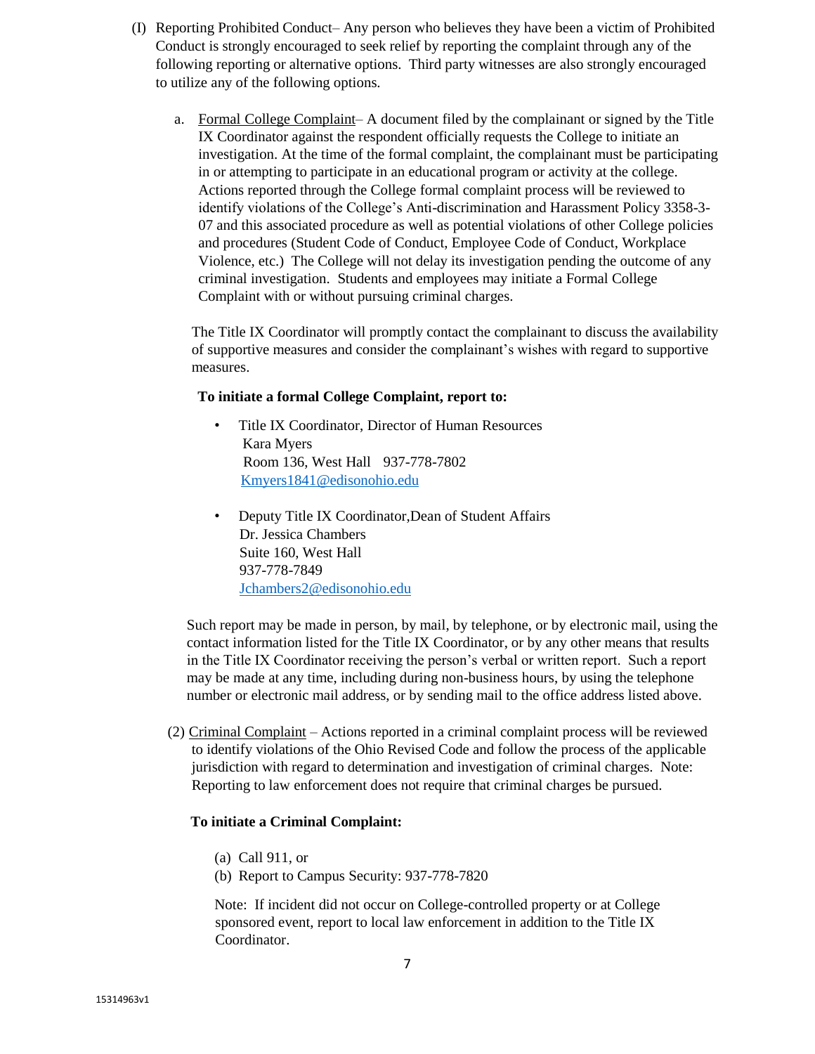(I) Reporting Prohibited Conduct– Any person who believes they have been a victim of Prohibited Conduct is strongly encouraged to seek relief by reporting the complaint through any of the following reporting or alternative options. Third party witnesses are also strongly encouraged to utilize any of the following options.

a. Formal College Complaint– A document filed by the complainant or signed by the Title IX Coordinator against the respondent officially requests the College to initiate an investigation. At the time of the formal complaint, the complainant must be participating in or attempting to participate in an educational program or activity at the college. Actions reported through the College formal complaint process will be reviewed to identify violations of the College's Anti-discrimination and Harassment Policy 3358-3-07 and this associated procedure as well as potential violations of other College policies and procedures (Student Code of Conduct, Employee Code of Conduct, Workplace Violence, etc.) The College will not delay its investigation pending the outcome of any criminal investigation. Students and employees may initiate a Formal College Complaint with or without pursuing criminal charges.

The Title IX Coordinator will promptly contact the complainant to discuss the availability of supportive measures and consider the complainant's wishes with regard to supportive measures.

**To initiate a formal College Complaint, report to:**

- Title IX Coordinator, Director of Human Resources
  Kara Myers
  Room 136, West Hall 937-778-7802
  Kmyers1841@edisonohio.edu

- Deputy Title IX Coordinator,Dean of Student Affairs
  Dr. Jessica Chambers
  Suite 160, West Hall
  937-778-7849
  Jchambers2@edisonohio.edu

Such report may be made in person, by mail, by telephone, or by electronic mail, using the contact information listed for the Title IX Coordinator, or by any other means that results in the Title IX Coordinator receiving the person's verbal or written report. Such a report may be made at any time, including during non-business hours, by using the telephone number or electronic mail address, or by sending mail to the office address listed above.

(2) Criminal Complaint – Actions reported in a criminal complaint process will be reviewed to identify violations of the Ohio Revised Code and follow the process of the applicable jurisdiction with regard to determination and investigation of criminal charges. Note: Reporting to law enforcement does not require that criminal charges be pursued.

**To initiate a Criminal Complaint:**

(a) Call 911, or
(b) Report to Campus Security: 937-778-7820

Note: If incident did not occur on College-controlled property or at College sponsored event, report to local law enforcement in addition to the Title IX Coordinator.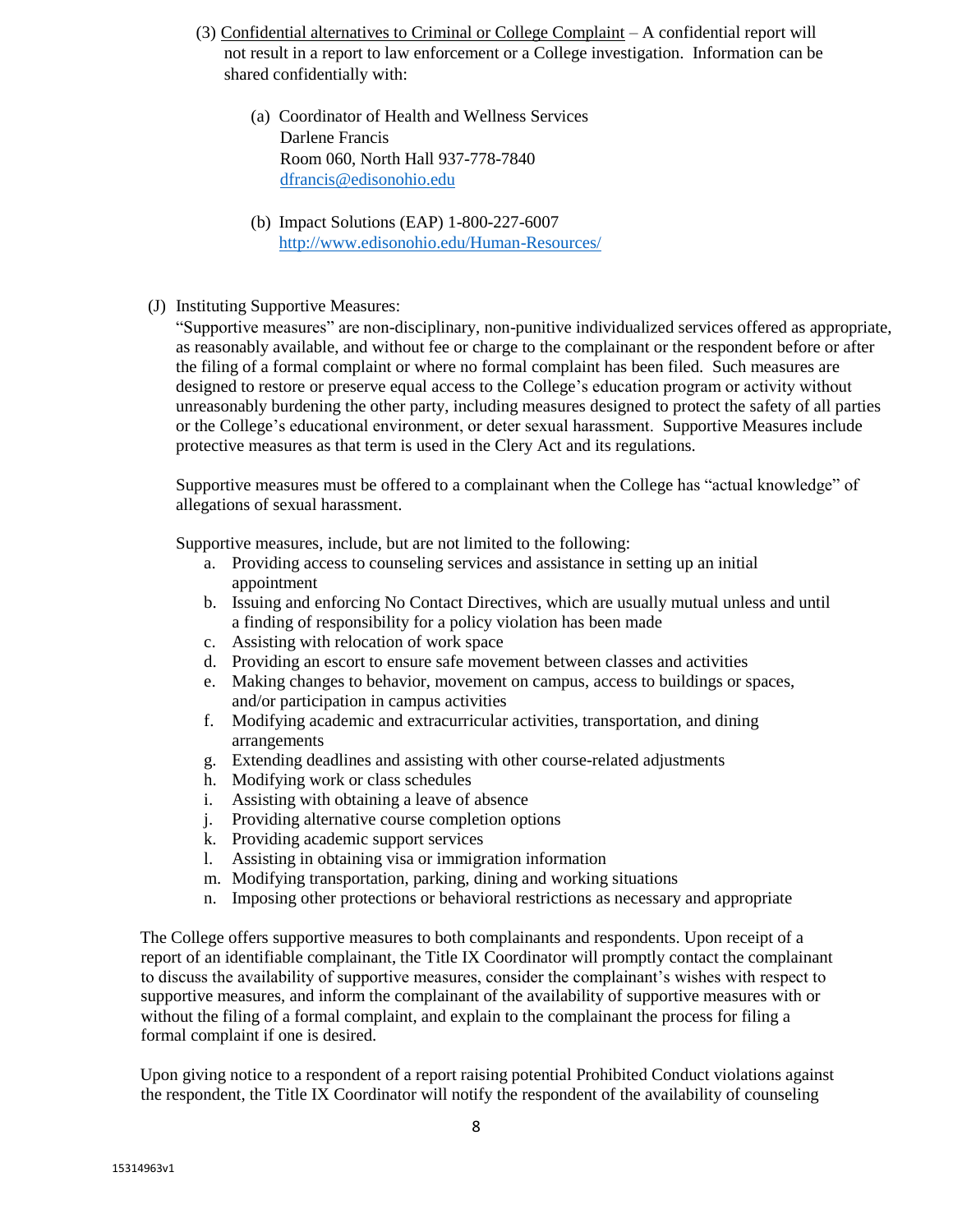(3) Confidential alternatives to Criminal or College Complaint – A confidential report will not result in a report to law enforcement or a College investigation. Information can be shared confidentially with:

(a) Coordinator of Health and Wellness Services
Darlene Francis
Room 060, North Hall 937-778-7840
dfrancis@edisonohio.edu

(b) Impact Solutions (EAP) 1-800-227-6007
http://www.edisonohio.edu/Human-Resources/

(J) Instituting Supportive Measures:

"Supportive measures" are non-disciplinary, non-punitive individualized services offered as appropriate, as reasonably available, and without fee or charge to the complainant or the respondent before or after the filing of a formal complaint or where no formal complaint has been filed. Such measures are designed to restore or preserve equal access to the College's education program or activity without unreasonably burdening the other party, including measures designed to protect the safety of all parties or the College's educational environment, or deter sexual harassment. Supportive Measures include protective measures as that term is used in the Clery Act and its regulations.

Supportive measures must be offered to a complainant when the College has "actual knowledge" of allegations of sexual harassment.

Supportive measures, include, but are not limited to the following:

a. Providing access to counseling services and assistance in setting up an initial appointment
b. Issuing and enforcing No Contact Directives, which are usually mutual unless and until a finding of responsibility for a policy violation has been made
c. Assisting with relocation of work space
d. Providing an escort to ensure safe movement between classes and activities
e. Making changes to behavior, movement on campus, access to buildings or spaces, and/or participation in campus activities
f. Modifying academic and extracurricular activities, transportation, and dining arrangements
g. Extending deadlines and assisting with other course-related adjustments
h. Modifying work or class schedules
i. Assisting with obtaining a leave of absence
j. Providing alternative course completion options
k. Providing academic support services
l. Assisting in obtaining visa or immigration information
m. Modifying transportation, parking, dining and working situations
n. Imposing other protections or behavioral restrictions as necessary and appropriate

The College offers supportive measures to both complainants and respondents. Upon receipt of a report of an identifiable complainant, the Title IX Coordinator will promptly contact the complainant to discuss the availability of supportive measures, consider the complainant's wishes with respect to supportive measures, and inform the complainant of the availability of supportive measures with or without the filing of a formal complaint, and explain to the complainant the process for filing a formal complaint if one is desired.

Upon giving notice to a respondent of a report raising potential Prohibited Conduct violations against the respondent, the Title IX Coordinator will notify the respondent of the availability of counseling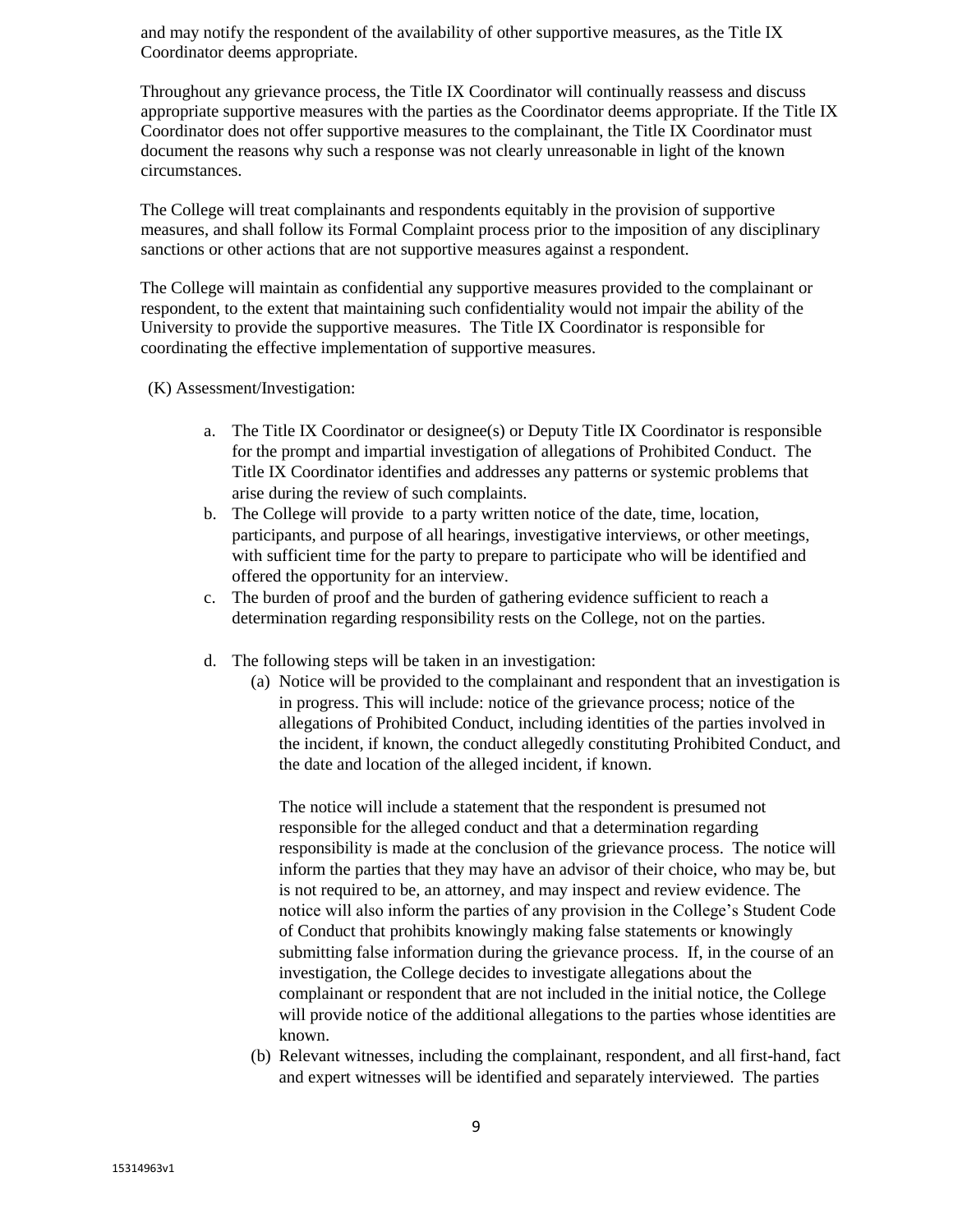and may notify the respondent of the availability of other supportive measures, as the Title IX Coordinator deems appropriate.

Throughout any grievance process, the Title IX Coordinator will continually reassess and discuss appropriate supportive measures with the parties as the Coordinator deems appropriate. If the Title IX Coordinator does not offer supportive measures to the complainant, the Title IX Coordinator must document the reasons why such a response was not clearly unreasonable in light of the known circumstances.

The College will treat complainants and respondents equitably in the provision of supportive measures, and shall follow its Formal Complaint process prior to the imposition of any disciplinary sanctions or other actions that are not supportive measures against a respondent.

The College will maintain as confidential any supportive measures provided to the complainant or respondent, to the extent that maintaining such confidentiality would not impair the ability of the University to provide the supportive measures. The Title IX Coordinator is responsible for coordinating the effective implementation of supportive measures.

(K) Assessment/Investigation:

a. The Title IX Coordinator or designee(s) or Deputy Title IX Coordinator is responsible for the prompt and impartial investigation of allegations of Prohibited Conduct. The Title IX Coordinator identifies and addresses any patterns or systemic problems that arise during the review of such complaints.
b. The College will provide to a party written notice of the date, time, location, participants, and purpose of all hearings, investigative interviews, or other meetings, with sufficient time for the party to prepare to participate who will be identified and offered the opportunity for an interview.
c. The burden of proof and the burden of gathering evidence sufficient to reach a determination regarding responsibility rests on the College, not on the parties.

d. The following steps will be taken in an investigation:
   (a) Notice will be provided to the complainant and respondent that an investigation is in progress. This will include: notice of the grievance process; notice of the allegations of Prohibited Conduct, including identities of the parties involved in the incident, if known, the conduct allegedly constituting Prohibited Conduct, and the date and location of the alleged incident, if known.

   The notice will include a statement that the respondent is presumed not responsible for the alleged conduct and that a determination regarding responsibility is made at the conclusion of the grievance process. The notice will inform the parties that they may have an advisor of their choice, who may be, but is not required to be, an attorney, and may inspect and review evidence. The notice will also inform the parties of any provision in the College's Student Code of Conduct that prohibits knowingly making false statements or knowingly submitting false information during the grievance process. If, in the course of an investigation, the College decides to investigate allegations about the complainant or respondent that are not included in the initial notice, the College will provide notice of the additional allegations to the parties whose identities are known.
   (b) Relevant witnesses, including the complainant, respondent, and all first-hand, fact and expert witnesses will be identified and separately interviewed. The parties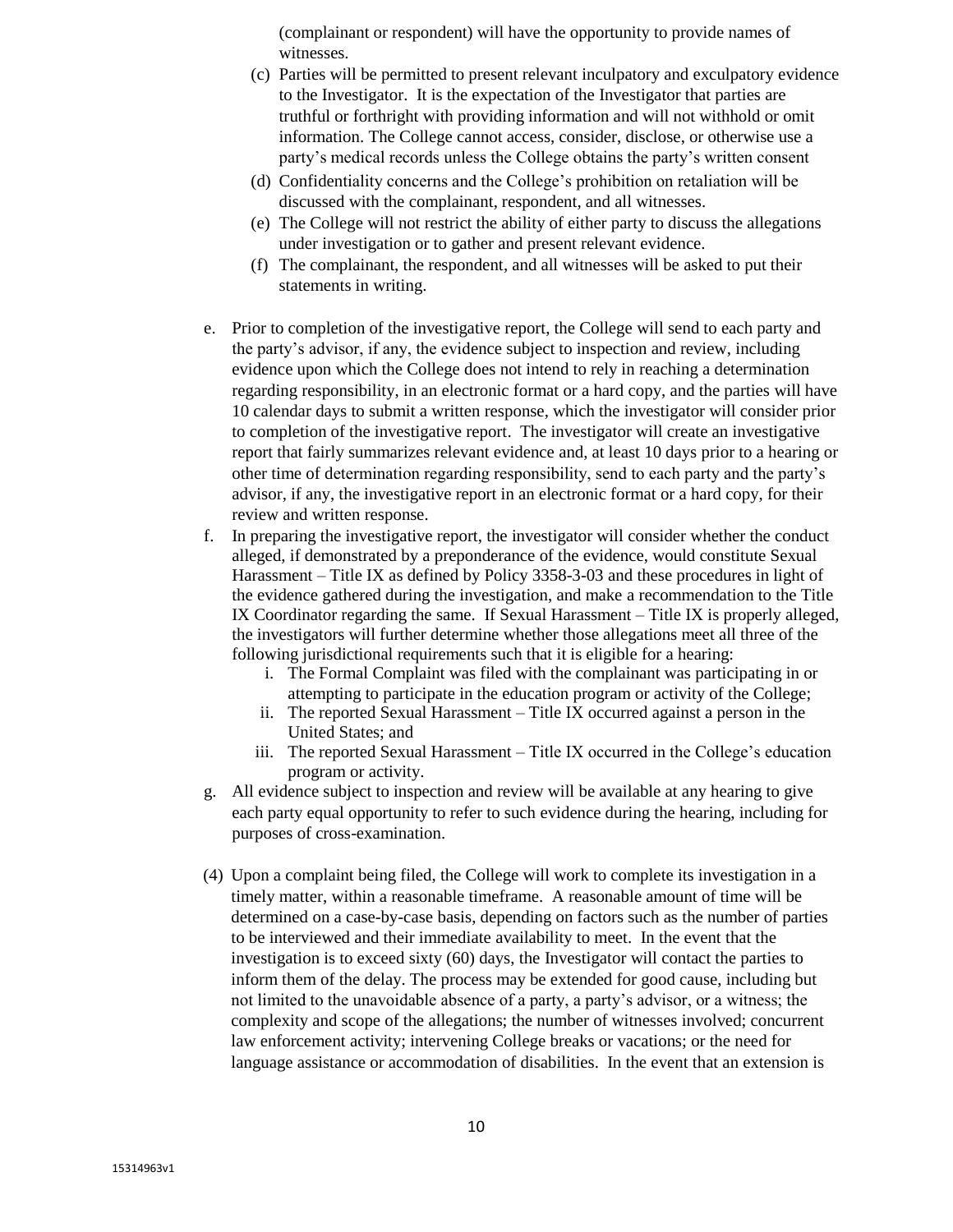(complainant or respondent) will have the opportunity to provide names of witnesses.

(c) Parties will be permitted to present relevant inculpatory and exculpatory evidence to the Investigator. It is the expectation of the Investigator that parties are truthful or forthright with providing information and will not withhold or omit information. The College cannot access, consider, disclose, or otherwise use a party's medical records unless the College obtains the party's written consent

(d) Confidentiality concerns and the College's prohibition on retaliation will be discussed with the complainant, respondent, and all witnesses.

(e) The College will not restrict the ability of either party to discuss the allegations under investigation or to gather and present relevant evidence.

(f) The complainant, the respondent, and all witnesses will be asked to put their statements in writing.

e. Prior to completion of the investigative report, the College will send to each party and the party's advisor, if any, the evidence subject to inspection and review, including evidence upon which the College does not intend to rely in reaching a determination regarding responsibility, in an electronic format or a hard copy, and the parties will have 10 calendar days to submit a written response, which the investigator will consider prior to completion of the investigative report. The investigator will create an investigative report that fairly summarizes relevant evidence and, at least 10 days prior to a hearing or other time of determination regarding responsibility, send to each party and the party's advisor, if any, the investigative report in an electronic format or a hard copy, for their review and written response.

f. In preparing the investigative report, the investigator will consider whether the conduct alleged, if demonstrated by a preponderance of the evidence, would constitute Sexual Harassment – Title IX as defined by Policy 3358-3-03 and these procedures in light of the evidence gathered during the investigation, and make a recommendation to the Title IX Coordinator regarding the same. If Sexual Harassment – Title IX is properly alleged, the investigators will further determine whether those allegations meet all three of the following jurisdictional requirements such that it is eligible for a hearing:

   i. The Formal Complaint was filed with the complainant was participating in or attempting to participate in the education program or activity of the College;
   ii. The reported Sexual Harassment – Title IX occurred against a person in the United States; and
   iii. The reported Sexual Harassment – Title IX occurred in the College's education program or activity.

g. All evidence subject to inspection and review will be available at any hearing to give each party equal opportunity to refer to such evidence during the hearing, including for purposes of cross-examination.

(4) Upon a complaint being filed, the College will work to complete its investigation in a timely matter, within a reasonable timeframe. A reasonable amount of time will be determined on a case-by-case basis, depending on factors such as the number of parties to be interviewed and their immediate availability to meet. In the event that the investigation is to exceed sixty (60) days, the Investigator will contact the parties to inform them of the delay. The process may be extended for good cause, including but not limited to the unavoidable absence of a party, a party's advisor, or a witness; the complexity and scope of the allegations; the number of witnesses involved; concurrent law enforcement activity; intervening College breaks or vacations; or the need for language assistance or accommodation of disabilities. In the event that an extension is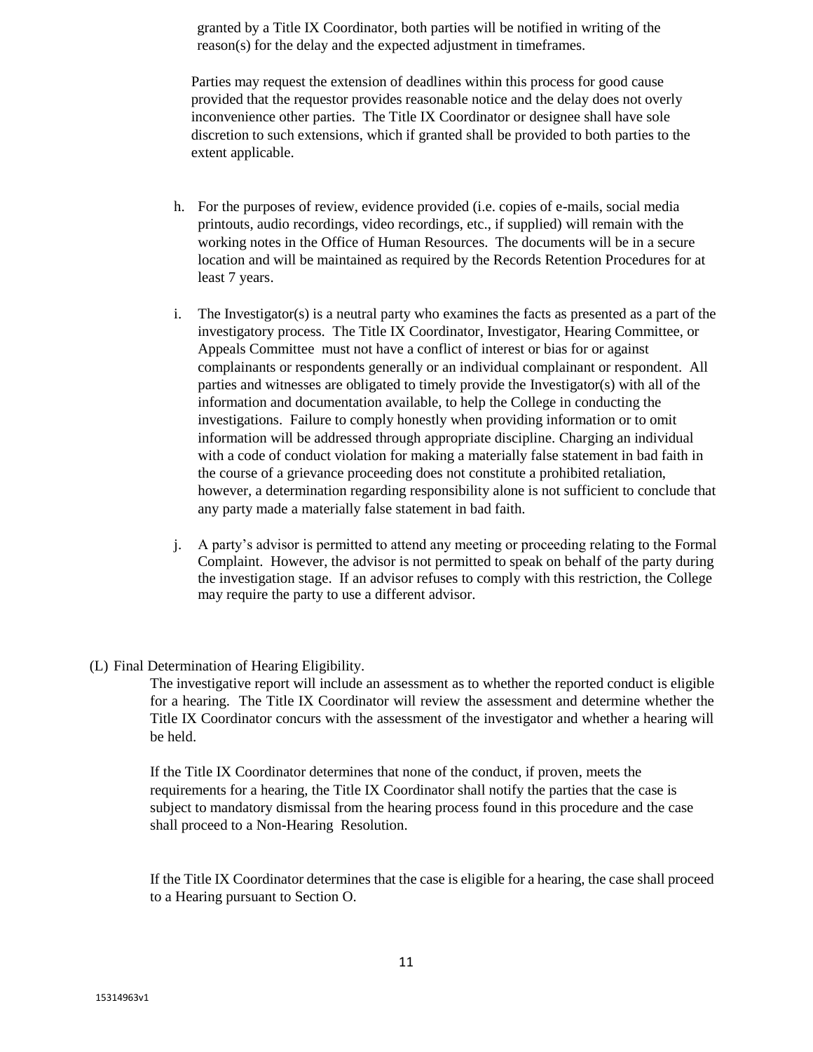granted by a Title IX Coordinator, both parties will be notified in writing of the reason(s) for the delay and the expected adjustment in timeframes.

Parties may request the extension of deadlines within this process for good cause provided that the requestor provides reasonable notice and the delay does not overly inconvenience other parties. The Title IX Coordinator or designee shall have sole discretion to such extensions, which if granted shall be provided to both parties to the extent applicable.

h. For the purposes of review, evidence provided (i.e. copies of e-mails, social media printouts, audio recordings, video recordings, etc., if supplied) will remain with the working notes in the Office of Human Resources. The documents will be in a secure location and will be maintained as required by the Records Retention Procedures for at least 7 years.

i. The Investigator(s) is a neutral party who examines the facts as presented as a part of the investigatory process. The Title IX Coordinator, Investigator, Hearing Committee, or Appeals Committee must not have a conflict of interest or bias for or against complainants or respondents generally or an individual complainant or respondent. All parties and witnesses are obligated to timely provide the Investigator(s) with all of the information and documentation available, to help the College in conducting the investigations. Failure to comply honestly when providing information or to omit information will be addressed through appropriate discipline. Charging an individual with a code of conduct violation for making a materially false statement in bad faith in the course of a grievance proceeding does not constitute a prohibited retaliation, however, a determination regarding responsibility alone is not sufficient to conclude that any party made a materially false statement in bad faith.

j. A party's advisor is permitted to attend any meeting or proceeding relating to the Formal Complaint. However, the advisor is not permitted to speak on behalf of the party during the investigation stage. If an advisor refuses to comply with this restriction, the College may require the party to use a different advisor.

(L) Final Determination of Hearing Eligibility.

The investigative report will include an assessment as to whether the reported conduct is eligible for a hearing. The Title IX Coordinator will review the assessment and determine whether the Title IX Coordinator concurs with the assessment of the investigator and whether a hearing will be held.

If the Title IX Coordinator determines that none of the conduct, if proven, meets the requirements for a hearing, the Title IX Coordinator shall notify the parties that the case is subject to mandatory dismissal from the hearing process found in this procedure and the case shall proceed to a Non-Hearing Resolution.

If the Title IX Coordinator determines that the case is eligible for a hearing, the case shall proceed to a Hearing pursuant to Section O.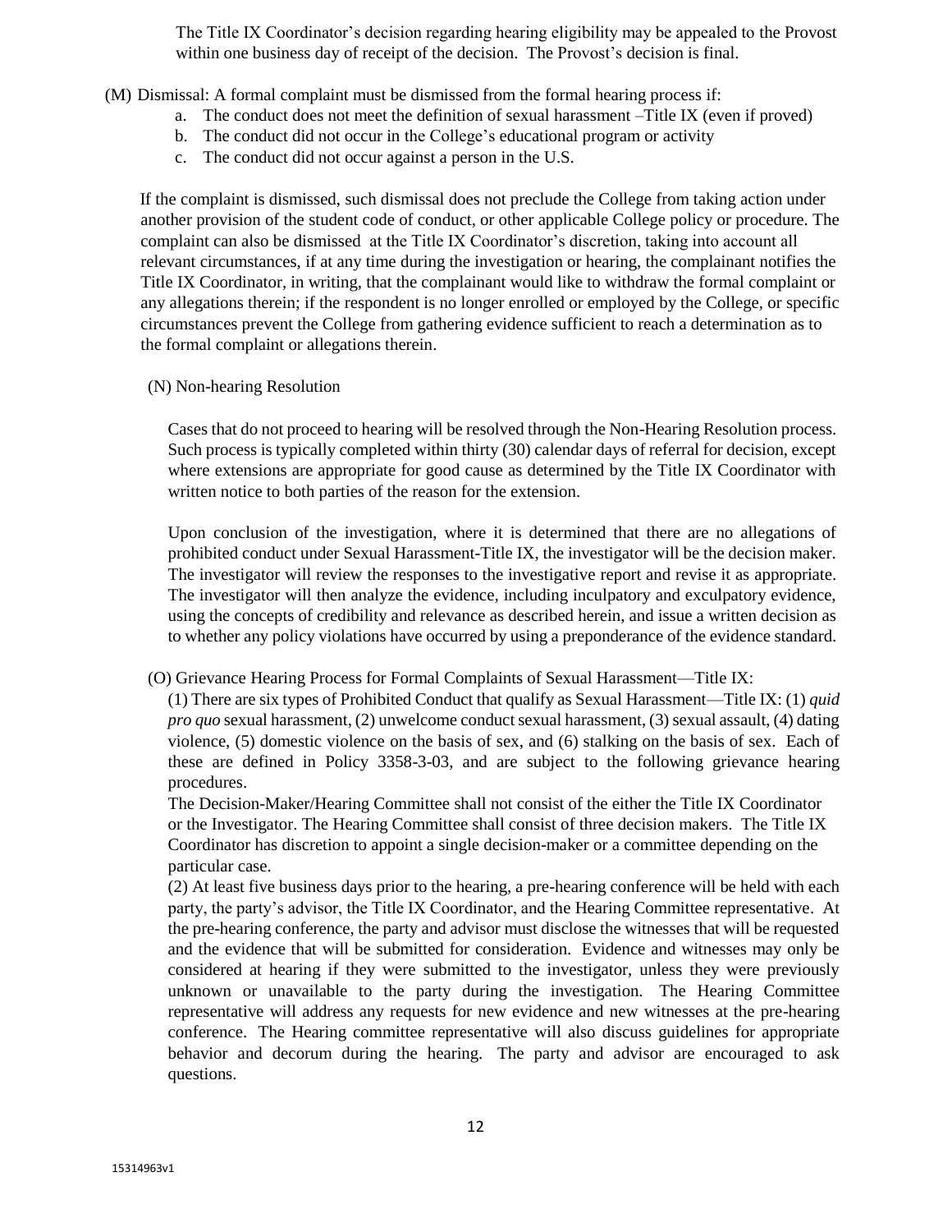The Title IX Coordinator's decision regarding hearing eligibility may be appealed to the Provost within one business day of receipt of the decision. The Provost's decision is final.

(M) Dismissal: A formal complaint must be dismissed from the formal hearing process if:

a. The conduct does not meet the definition of sexual harassment –Title IX (even if proved)
b. The conduct did not occur in the College's educational program or activity
c. The conduct did not occur against a person in the U.S.

If the complaint is dismissed, such dismissal does not preclude the College from taking action under another provision of the student code of conduct, or other applicable College policy or procedure. The complaint can also be dismissed at the Title IX Coordinator's discretion, taking into account all relevant circumstances, if at any time during the investigation or hearing, the complainant notifies the Title IX Coordinator, in writing, that the complainant would like to withdraw the formal complaint or any allegations therein; if the respondent is no longer enrolled or employed by the College, or specific circumstances prevent the College from gathering evidence sufficient to reach a determination as to the formal complaint or allegations therein.

(N) Non-hearing Resolution

Cases that do not proceed to hearing will be resolved through the Non-Hearing Resolution process. Such process is typically completed within thirty (30) calendar days of referral for decision, except where extensions are appropriate for good cause as determined by the Title IX Coordinator with written notice to both parties of the reason for the extension.

Upon conclusion of the investigation, where it is determined that there are no allegations of prohibited conduct under Sexual Harassment-Title IX, the investigator will be the decision maker. The investigator will review the responses to the investigative report and revise it as appropriate. The investigator will then analyze the evidence, including inculpatory and exculpatory evidence, using the concepts of credibility and relevance as described herein, and issue a written decision as to whether any policy violations have occurred by using a preponderance of the evidence standard.

(O) Grievance Hearing Process for Formal Complaints of Sexual Harassment—Title IX:

(1) There are six types of Prohibited Conduct that qualify as Sexual Harassment—Title IX: (1) *quid pro quo* sexual harassment, (2) unwelcome conduct sexual harassment, (3) sexual assault, (4) dating violence, (5) domestic violence on the basis of sex, and (6) stalking on the basis of sex. Each of these are defined in Policy 3358-3-03, and are subject to the following grievance hearing procedures.

The Decision-Maker/Hearing Committee shall not consist of the either the Title IX Coordinator or the Investigator. The Hearing Committee shall consist of three decision makers. The Title IX Coordinator has discretion to appoint a single decision-maker or a committee depending on the particular case.

(2) At least five business days prior to the hearing, a pre-hearing conference will be held with each party, the party's advisor, the Title IX Coordinator, and the Hearing Committee representative. At the pre-hearing conference, the party and advisor must disclose the witnesses that will be requested and the evidence that will be submitted for consideration. Evidence and witnesses may only be considered at hearing if they were submitted to the investigator, unless they were previously unknown or unavailable to the party during the investigation. The Hearing Committee representative will address any requests for new evidence and new witnesses at the pre-hearing conference. The Hearing committee representative will also discuss guidelines for appropriate behavior and decorum during the hearing. The party and advisor are encouraged to ask questions.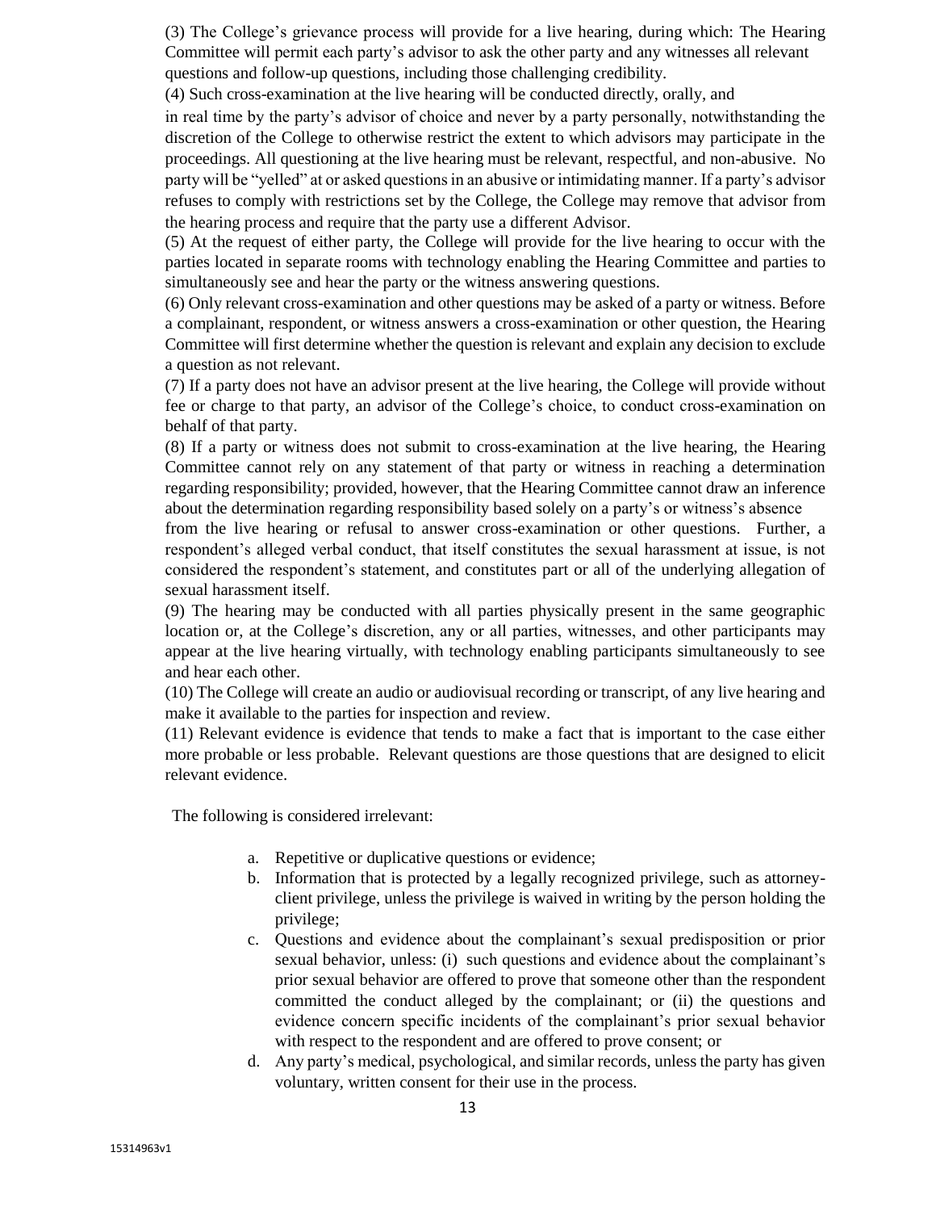(3) The College's grievance process will provide for a live hearing, during which: The Hearing Committee will permit each party's advisor to ask the other party and any witnesses all relevant questions and follow-up questions, including those challenging credibility.

(4) Such cross-examination at the live hearing will be conducted directly, orally, and in real time by the party's advisor of choice and never by a party personally, notwithstanding the discretion of the College to otherwise restrict the extent to which advisors may participate in the proceedings. All questioning at the live hearing must be relevant, respectful, and non-abusive. No party will be "yelled" at or asked questions in an abusive or intimidating manner. If a party's advisor refuses to comply with restrictions set by the College, the College may remove that advisor from the hearing process and require that the party use a different Advisor.

(5) At the request of either party, the College will provide for the live hearing to occur with the parties located in separate rooms with technology enabling the Hearing Committee and parties to simultaneously see and hear the party or the witness answering questions.

(6) Only relevant cross-examination and other questions may be asked of a party or witness. Before a complainant, respondent, or witness answers a cross-examination or other question, the Hearing Committee will first determine whether the question is relevant and explain any decision to exclude a question as not relevant.

(7) If a party does not have an advisor present at the live hearing, the College will provide without fee or charge to that party, an advisor of the College's choice, to conduct cross-examination on behalf of that party.

(8) If a party or witness does not submit to cross-examination at the live hearing, the Hearing Committee cannot rely on any statement of that party or witness in reaching a determination regarding responsibility; provided, however, that the Hearing Committee cannot draw an inference about the determination regarding responsibility based solely on a party's or witness's absence from the live hearing or refusal to answer cross-examination or other questions. Further, a respondent's alleged verbal conduct, that itself constitutes the sexual harassment at issue, is not considered the respondent's statement, and constitutes part or all of the underlying allegation of sexual harassment itself.

(9) The hearing may be conducted with all parties physically present in the same geographic location or, at the College's discretion, any or all parties, witnesses, and other participants may appear at the live hearing virtually, with technology enabling participants simultaneously to see and hear each other.

(10) The College will create an audio or audiovisual recording or transcript, of any live hearing and make it available to the parties for inspection and review.

(11) Relevant evidence is evidence that tends to make a fact that is important to the case either more probable or less probable. Relevant questions are those questions that are designed to elicit relevant evidence.

The following is considered irrelevant:

a. Repetitive or duplicative questions or evidence;
b. Information that is protected by a legally recognized privilege, such as attorney-client privilege, unless the privilege is waived in writing by the person holding the privilege;
c. Questions and evidence about the complainant's sexual predisposition or prior sexual behavior, unless: (i) such questions and evidence about the complainant's prior sexual behavior are offered to prove that someone other than the respondent committed the conduct alleged by the complainant; or (ii) the questions and evidence concern specific incidents of the complainant's prior sexual behavior with respect to the respondent and are offered to prove consent; or
d. Any party's medical, psychological, and similar records, unless the party has given voluntary, written consent for their use in the process.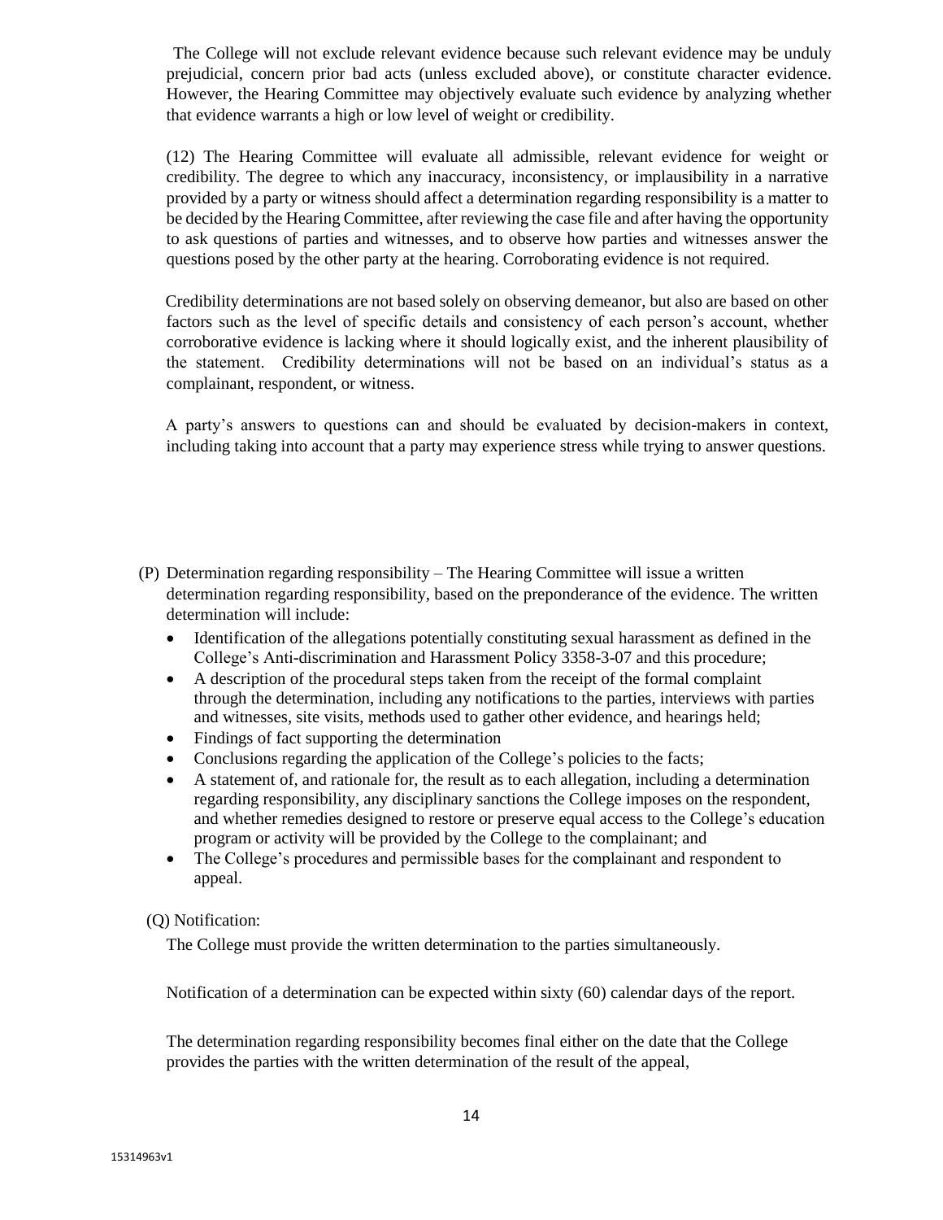The College will not exclude relevant evidence because such relevant evidence may be unduly prejudicial, concern prior bad acts (unless excluded above), or constitute character evidence. However, the Hearing Committee may objectively evaluate such evidence by analyzing whether that evidence warrants a high or low level of weight or credibility.

(12) The Hearing Committee will evaluate all admissible, relevant evidence for weight or credibility. The degree to which any inaccuracy, inconsistency, or implausibility in a narrative provided by a party or witness should affect a determination regarding responsibility is a matter to be decided by the Hearing Committee, after reviewing the case file and after having the opportunity to ask questions of parties and witnesses, and to observe how parties and witnesses answer the questions posed by the other party at the hearing. Corroborating evidence is not required.

Credibility determinations are not based solely on observing demeanor, but also are based on other factors such as the level of specific details and consistency of each person's account, whether corroborative evidence is lacking where it should logically exist, and the inherent plausibility of the statement. Credibility determinations will not be based on an individual's status as a complainant, respondent, or witness.

A party's answers to questions can and should be evaluated by decision-makers in context, including taking into account that a party may experience stress while trying to answer questions.

(P) Determination regarding responsibility – The Hearing Committee will issue a written determination regarding responsibility, based on the preponderance of the evidence. The written determination will include:

- Identification of the allegations potentially constituting sexual harassment as defined in the College's Anti-discrimination and Harassment Policy 3358-3-07 and this procedure;
- A description of the procedural steps taken from the receipt of the formal complaint through the determination, including any notifications to the parties, interviews with parties and witnesses, site visits, methods used to gather other evidence, and hearings held;
- Findings of fact supporting the determination
- Conclusions regarding the application of the College's policies to the facts;
- A statement of, and rationale for, the result as to each allegation, including a determination regarding responsibility, any disciplinary sanctions the College imposes on the respondent, and whether remedies designed to restore or preserve equal access to the College's education program or activity will be provided by the College to the complainant; and
- The College's procedures and permissible bases for the complainant and respondent to appeal.

(Q) Notification:

The College must provide the written determination to the parties simultaneously.

Notification of a determination can be expected within sixty (60) calendar days of the report.

The determination regarding responsibility becomes final either on the date that the College provides the parties with the written determination of the result of the appeal,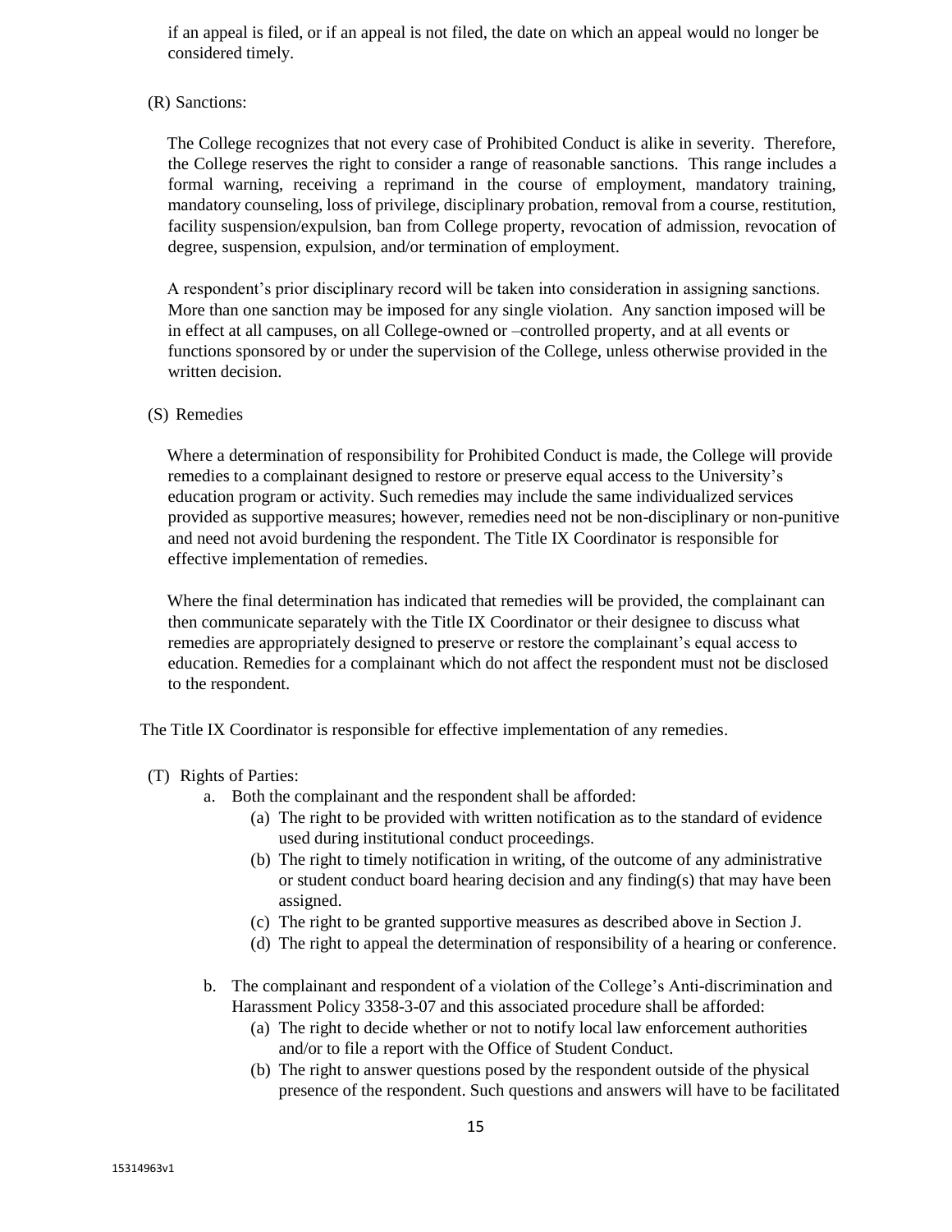if an appeal is filed, or if an appeal is not filed, the date on which an appeal would no longer be considered timely.

(R) Sanctions:

The College recognizes that not every case of Prohibited Conduct is alike in severity. Therefore, the College reserves the right to consider a range of reasonable sanctions. This range includes a formal warning, receiving a reprimand in the course of employment, mandatory training, mandatory counseling, loss of privilege, disciplinary probation, removal from a course, restitution, facility suspension/expulsion, ban from College property, revocation of admission, revocation of degree, suspension, expulsion, and/or termination of employment.

A respondent's prior disciplinary record will be taken into consideration in assigning sanctions. More than one sanction may be imposed for any single violation. Any sanction imposed will be in effect at all campuses, on all College-owned or –controlled property, and at all events or functions sponsored by or under the supervision of the College, unless otherwise provided in the written decision.

(S) Remedies

Where a determination of responsibility for Prohibited Conduct is made, the College will provide remedies to a complainant designed to restore or preserve equal access to the University's education program or activity. Such remedies may include the same individualized services provided as supportive measures; however, remedies need not be non-disciplinary or non-punitive and need not avoid burdening the respondent. The Title IX Coordinator is responsible for effective implementation of remedies.

Where the final determination has indicated that remedies will be provided, the complainant can then communicate separately with the Title IX Coordinator or their designee to discuss what remedies are appropriately designed to preserve or restore the complainant's equal access to education. Remedies for a complainant which do not affect the respondent must not be disclosed to the respondent.

The Title IX Coordinator is responsible for effective implementation of any remedies.

(T) Rights of Parties:

a. Both the complainant and the respondent shall be afforded:
   (a) The right to be provided with written notification as to the standard of evidence used during institutional conduct proceedings.
   (b) The right to timely notification in writing, of the outcome of any administrative or student conduct board hearing decision and any finding(s) that may have been assigned.
   (c) The right to be granted supportive measures as described above in Section J.
   (d) The right to appeal the determination of responsibility of a hearing or conference.

b. The complainant and respondent of a violation of the College's Anti-discrimination and Harassment Policy 3358-3-07 and this associated procedure shall be afforded:
   (a) The right to decide whether or not to notify local law enforcement authorities and/or to file a report with the Office of Student Conduct.
   (b) The right to answer questions posed by the respondent outside of the physical presence of the respondent. Such questions and answers will have to be facilitated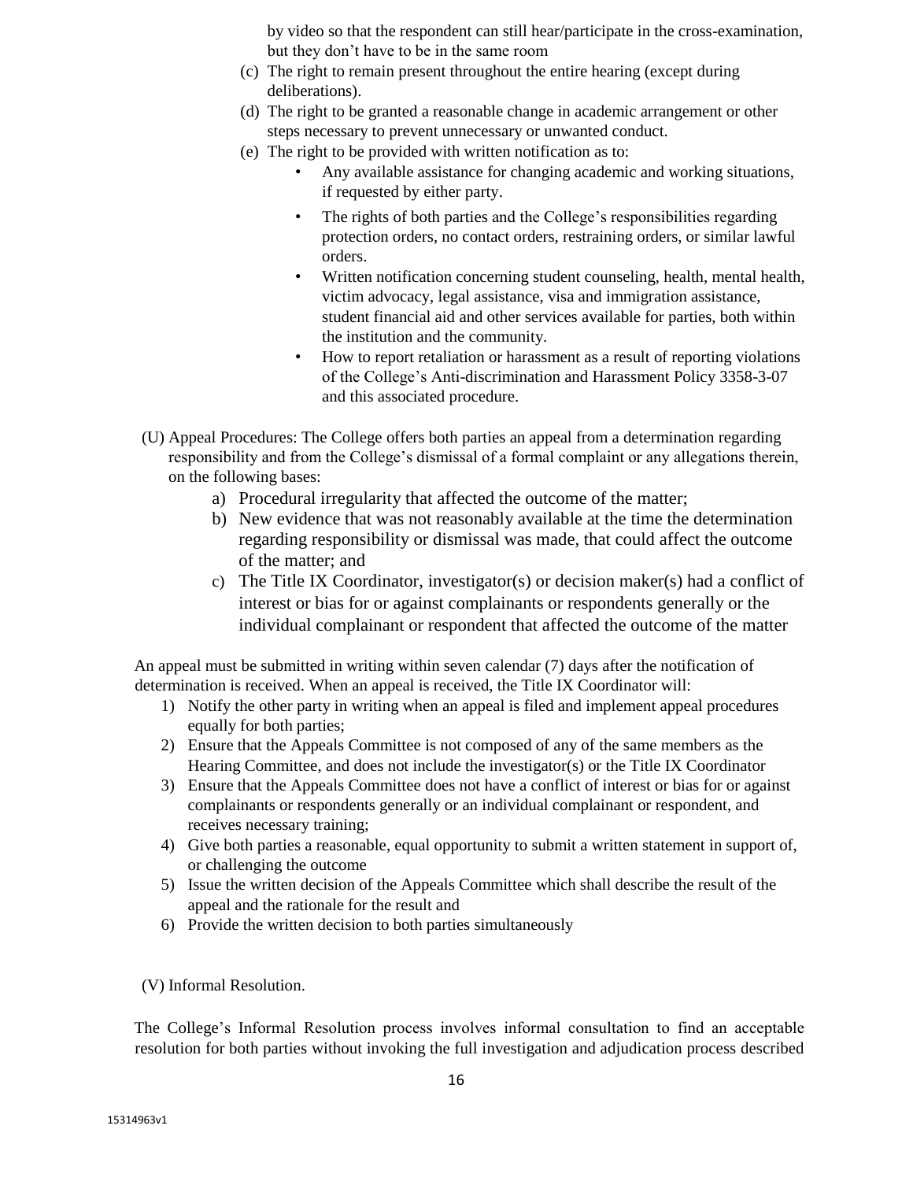by video so that the respondent can still hear/participate in the cross-examination, but they don't have to be in the same room

(c) The right to remain present throughout the entire hearing (except during deliberations).

(d) The right to be granted a reasonable change in academic arrangement or other steps necessary to prevent unnecessary or unwanted conduct.

(e) The right to be provided with written notification as to:

- Any available assistance for changing academic and working situations, if requested by either party.
- The rights of both parties and the College's responsibilities regarding protection orders, no contact orders, restraining orders, or similar lawful orders.
- Written notification concerning student counseling, health, mental health, victim advocacy, legal assistance, visa and immigration assistance, student financial aid and other services available for parties, both within the institution and the community.
- How to report retaliation or harassment as a result of reporting violations of the College's Anti-discrimination and Harassment Policy 3358-3-07 and this associated procedure.

(U) Appeal Procedures: The College offers both parties an appeal from a determination regarding responsibility and from the College's dismissal of a formal complaint or any allegations therein, on the following bases:

a) Procedural irregularity that affected the outcome of the matter;
b) New evidence that was not reasonably available at the time the determination regarding responsibility or dismissal was made, that could affect the outcome of the matter; and
c) The Title IX Coordinator, investigator(s) or decision maker(s) had a conflict of interest or bias for or against complainants or respondents generally or the individual complainant or respondent that affected the outcome of the matter

An appeal must be submitted in writing within seven calendar (7) days after the notification of determination is received. When an appeal is received, the Title IX Coordinator will:

1) Notify the other party in writing when an appeal is filed and implement appeal procedures equally for both parties;
2) Ensure that the Appeals Committee is not composed of any of the same members as the Hearing Committee, and does not include the investigator(s) or the Title IX Coordinator
3) Ensure that the Appeals Committee does not have a conflict of interest or bias for or against complainants or respondents generally or an individual complainant or respondent, and receives necessary training;
4) Give both parties a reasonable, equal opportunity to submit a written statement in support of, or challenging the outcome
5) Issue the written decision of the Appeals Committee which shall describe the result of the appeal and the rationale for the result and
6) Provide the written decision to both parties simultaneously

(V) Informal Resolution.

The College's Informal Resolution process involves informal consultation to find an acceptable resolution for both parties without invoking the full investigation and adjudication process described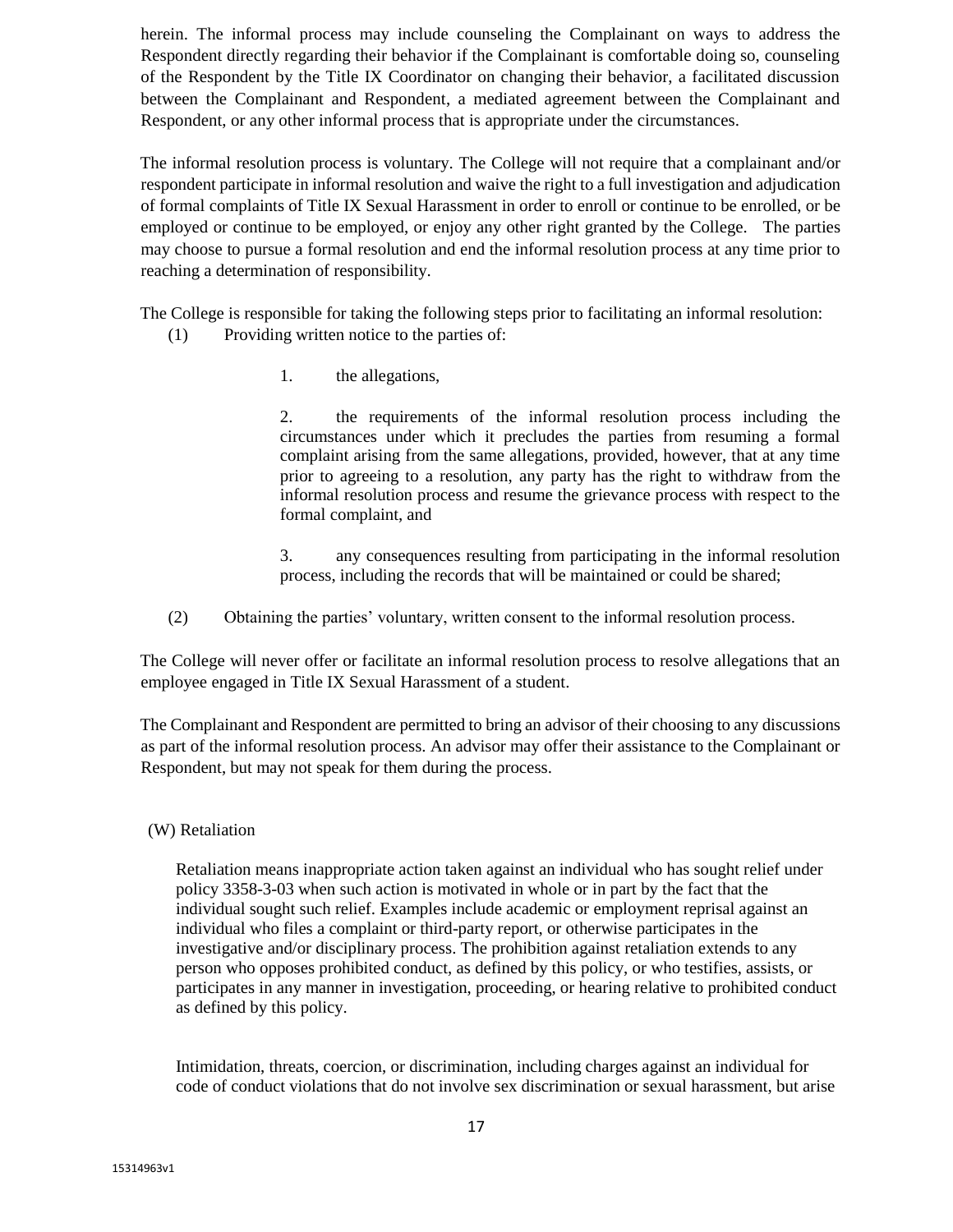herein. The informal process may include counseling the Complainant on ways to address the Respondent directly regarding their behavior if the Complainant is comfortable doing so, counseling of the Respondent by the Title IX Coordinator on changing their behavior, a facilitated discussion between the Complainant and Respondent, a mediated agreement between the Complainant and Respondent, or any other informal process that is appropriate under the circumstances.

The informal resolution process is voluntary. The College will not require that a complainant and/or respondent participate in informal resolution and waive the right to a full investigation and adjudication of formal complaints of Title IX Sexual Harassment in order to enroll or continue to be enrolled, or be employed or continue to be employed, or enjoy any other right granted by the College. The parties may choose to pursue a formal resolution and end the informal resolution process at any time prior to reaching a determination of responsibility.

The College is responsible for taking the following steps prior to facilitating an informal resolution:

(1) Providing written notice to the parties of:

1. the allegations,

2. the requirements of the informal resolution process including the circumstances under which it precludes the parties from resuming a formal complaint arising from the same allegations, provided, however, that at any time prior to agreeing to a resolution, any party has the right to withdraw from the informal resolution process and resume the grievance process with respect to the formal complaint, and

3. any consequences resulting from participating in the informal resolution process, including the records that will be maintained or could be shared;

(2) Obtaining the parties' voluntary, written consent to the informal resolution process.

The College will never offer or facilitate an informal resolution process to resolve allegations that an employee engaged in Title IX Sexual Harassment of a student.

The Complainant and Respondent are permitted to bring an advisor of their choosing to any discussions as part of the informal resolution process. An advisor may offer their assistance to the Complainant or Respondent, but may not speak for them during the process.

(W) Retaliation

Retaliation means inappropriate action taken against an individual who has sought relief under policy 3358-3-03 when such action is motivated in whole or in part by the fact that the individual sought such relief. Examples include academic or employment reprisal against an individual who files a complaint or third-party report, or otherwise participates in the investigative and/or disciplinary process. The prohibition against retaliation extends to any person who opposes prohibited conduct, as defined by this policy, or who testifies, assists, or participates in any manner in investigation, proceeding, or hearing relative to prohibited conduct as defined by this policy.

Intimidation, threats, coercion, or discrimination, including charges against an individual for code of conduct violations that do not involve sex discrimination or sexual harassment, but arise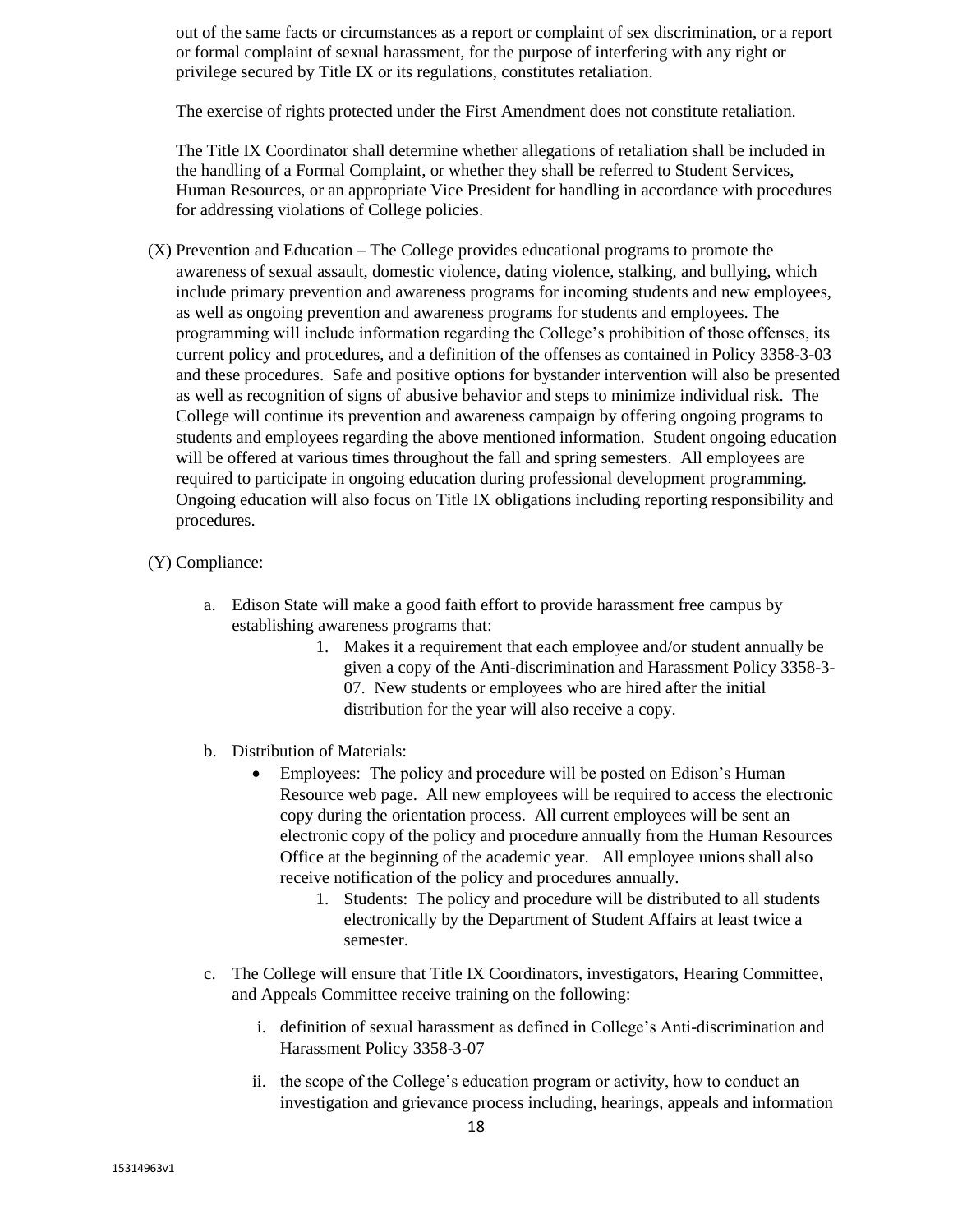out of the same facts or circumstances as a report or complaint of sex discrimination, or a report or formal complaint of sexual harassment, for the purpose of interfering with any right or privilege secured by Title IX or its regulations, constitutes retaliation.

The exercise of rights protected under the First Amendment does not constitute retaliation.

The Title IX Coordinator shall determine whether allegations of retaliation shall be included in the handling of a Formal Complaint, or whether they shall be referred to Student Services, Human Resources, or an appropriate Vice President for handling in accordance with procedures for addressing violations of College policies.

(X) Prevention and Education – The College provides educational programs to promote the awareness of sexual assault, domestic violence, dating violence, stalking, and bullying, which include primary prevention and awareness programs for incoming students and new employees, as well as ongoing prevention and awareness programs for students and employees. The programming will include information regarding the College's prohibition of those offenses, its current policy and procedures, and a definition of the offenses as contained in Policy 3358-3-03 and these procedures. Safe and positive options for bystander intervention will also be presented as well as recognition of signs of abusive behavior and steps to minimize individual risk. The College will continue its prevention and awareness campaign by offering ongoing programs to students and employees regarding the above mentioned information. Student ongoing education will be offered at various times throughout the fall and spring semesters. All employees are required to participate in ongoing education during professional development programming. Ongoing education will also focus on Title IX obligations including reporting responsibility and procedures.

(Y) Compliance:

a. Edison State will make a good faith effort to provide harassment free campus by establishing awareness programs that:
   1. Makes it a requirement that each employee and/or student annually be given a copy of the Anti-discrimination and Harassment Policy 3358-3-07. New students or employees who are hired after the initial distribution for the year will also receive a copy.

b. Distribution of Materials:
   - Employees: The policy and procedure will be posted on Edison's Human Resource web page. All new employees will be required to access the electronic copy during the orientation process. All current employees will be sent an electronic copy of the policy and procedure annually from the Human Resources Office at the beginning of the academic year. All employee unions shall also receive notification of the policy and procedures annually.
     1. Students: The policy and procedure will be distributed to all students electronically by the Department of Student Affairs at least twice a semester.

c. The College will ensure that Title IX Coordinators, investigators, Hearing Committee, and Appeals Committee receive training on the following:

   i. definition of sexual harassment as defined in College's Anti-discrimination and Harassment Policy 3358-3-07

   ii. the scope of the College's education program or activity, how to conduct an investigation and grievance process including, hearings, appeals and information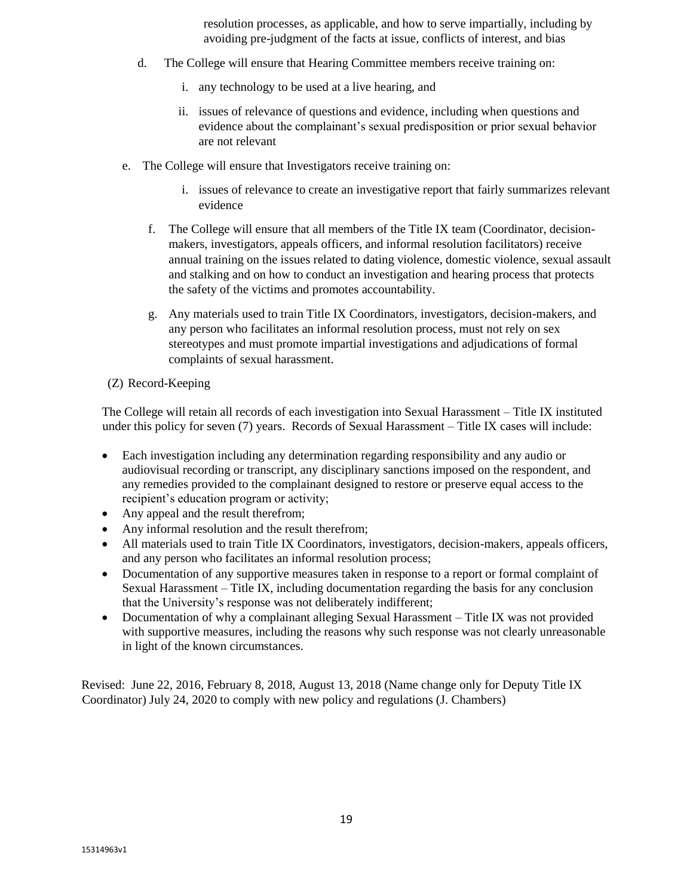resolution processes, as applicable, and how to serve impartially, including by avoiding pre-judgment of the facts at issue, conflicts of interest, and bias

d. The College will ensure that Hearing Committee members receive training on:

   i. any technology to be used at a live hearing, and

   ii. issues of relevance of questions and evidence, including when questions and evidence about the complainant's sexual predisposition or prior sexual behavior are not relevant

e. The College will ensure that Investigators receive training on:

   i. issues of relevance to create an investigative report that fairly summarizes relevant evidence

f. The College will ensure that all members of the Title IX team (Coordinator, decision-makers, investigators, appeals officers, and informal resolution facilitators) receive annual training on the issues related to dating violence, domestic violence, sexual assault and stalking and on how to conduct an investigation and hearing process that protects the safety of the victims and promotes accountability.

g. Any materials used to train Title IX Coordinators, investigators, decision-makers, and any person who facilitates an informal resolution process, must not rely on sex stereotypes and must promote impartial investigations and adjudications of formal complaints of sexual harassment.

(Z) Record-Keeping

The College will retain all records of each investigation into Sexual Harassment – Title IX instituted under this policy for seven (7) years. Records of Sexual Harassment – Title IX cases will include:

- Each investigation including any determination regarding responsibility and any audio or audiovisual recording or transcript, any disciplinary sanctions imposed on the respondent, and any remedies provided to the complainant designed to restore or preserve equal access to the recipient's education program or activity;
- Any appeal and the result therefrom;
- Any informal resolution and the result therefrom;
- All materials used to train Title IX Coordinators, investigators, decision-makers, appeals officers, and any person who facilitates an informal resolution process;
- Documentation of any supportive measures taken in response to a report or formal complaint of Sexual Harassment – Title IX, including documentation regarding the basis for any conclusion that the University's response was not deliberately indifferent;
- Documentation of why a complainant alleging Sexual Harassment – Title IX was not provided with supportive measures, including the reasons why such response was not clearly unreasonable in light of the known circumstances.

Revised: June 22, 2016, February 8, 2018, August 13, 2018 (Name change only for Deputy Title IX Coordinator) July 24, 2020 to comply with new policy and regulations (J. Chambers)

15314963v1